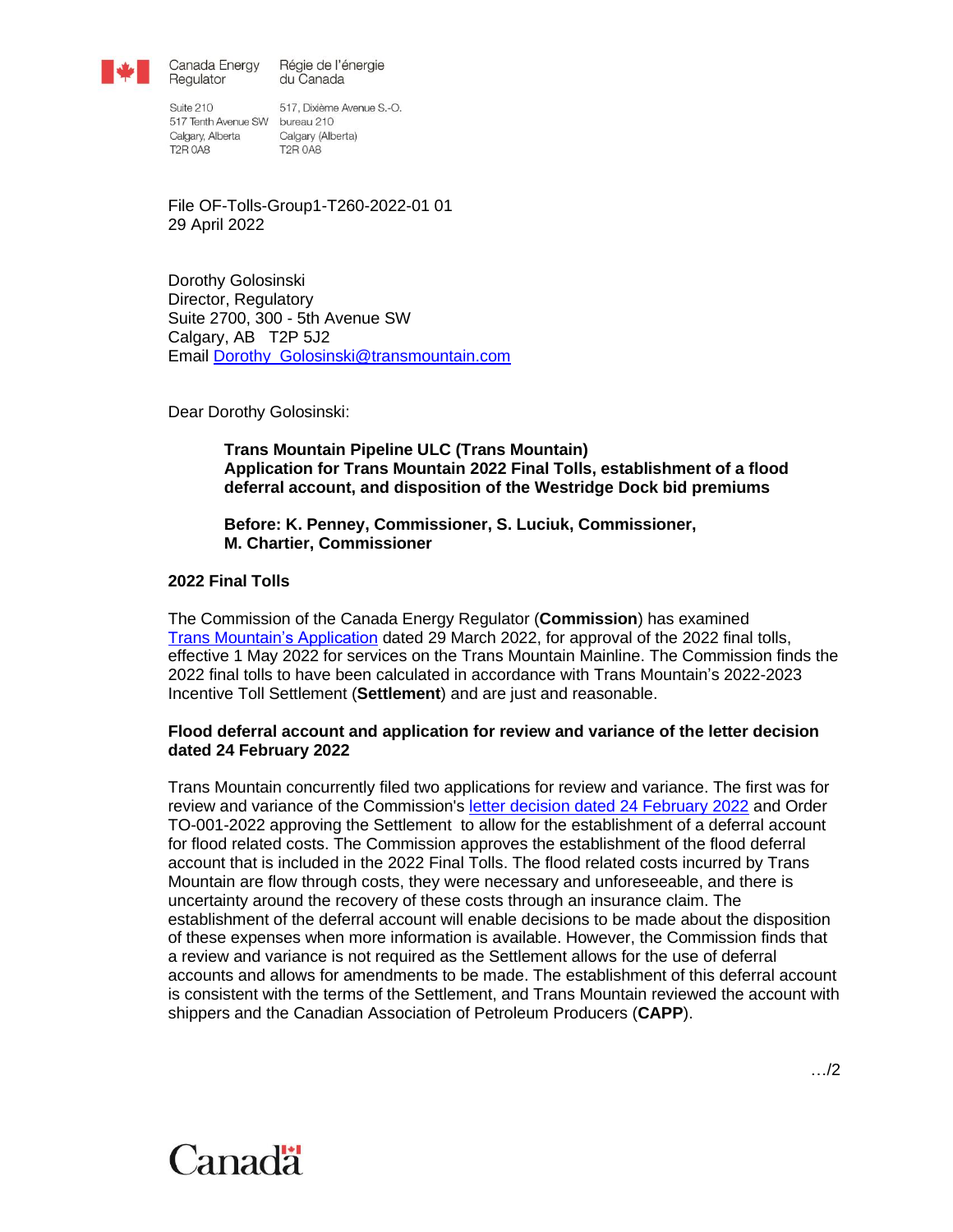Canada Energy Regulator | Régie de l'énergie du Canada

Suite 210
517 Tenth Avenue SW
Calgary, Alberta
T2R 0A8

517, Dixième Avenue S.-O.
bureau 210
Calgary (Alberta)
T2R 0A8

File OF-Tolls-Group1-T260-2022-01 01
29 April 2022

Dorothy Golosinski
Director, Regulatory
Suite 2700, 300 - 5th Avenue SW
Calgary, AB T2P 5J2
Email Dorothy_Golosinski@transmountain.com

Dear Dorothy Golosinski:

**Trans Mountain Pipeline ULC (Trans Mountain)**
**Application for Trans Mountain 2022 Final Tolls, establishment of a flood deferral account, and disposition of the Westridge Dock bid premiums**

**Before: K. Penney, Commissioner, S. Luciuk, Commissioner, M. Chartier, Commissioner**

## 2022 Final Tolls

The Commission of the Canada Energy Regulator (**Commission**) has examined Trans Mountain's Application dated 29 March 2022, for approval of the 2022 final tolls, effective 1 May 2022 for services on the Trans Mountain Mainline. The Commission finds the 2022 final tolls to have been calculated in accordance with Trans Mountain's 2022-2023 Incentive Toll Settlement (**Settlement**) and are just and reasonable.

## Flood deferral account and application for review and variance of the letter decision dated 24 February 2022

Trans Mountain concurrently filed two applications for review and variance. The first was for review and variance of the Commission's letter decision dated 24 February 2022 and Order TO-001-2022 approving the Settlement to allow for the establishment of a deferral account for flood related costs. The Commission approves the establishment of the flood deferral account that is included in the 2022 Final Tolls. The flood related costs incurred by Trans Mountain are flow through costs, they were necessary and unforeseeable, and there is uncertainty around the recovery of these costs through an insurance claim. The establishment of the deferral account will enable decisions to be made about the disposition of these expenses when more information is available. However, the Commission finds that a review and variance is not required as the Settlement allows for the use of deferral accounts and allows for amendments to be made. The establishment of this deferral account is consistent with the terms of the Settlement, and Trans Mountain reviewed the account with shippers and the Canadian Association of Petroleum Producers (**CAPP**).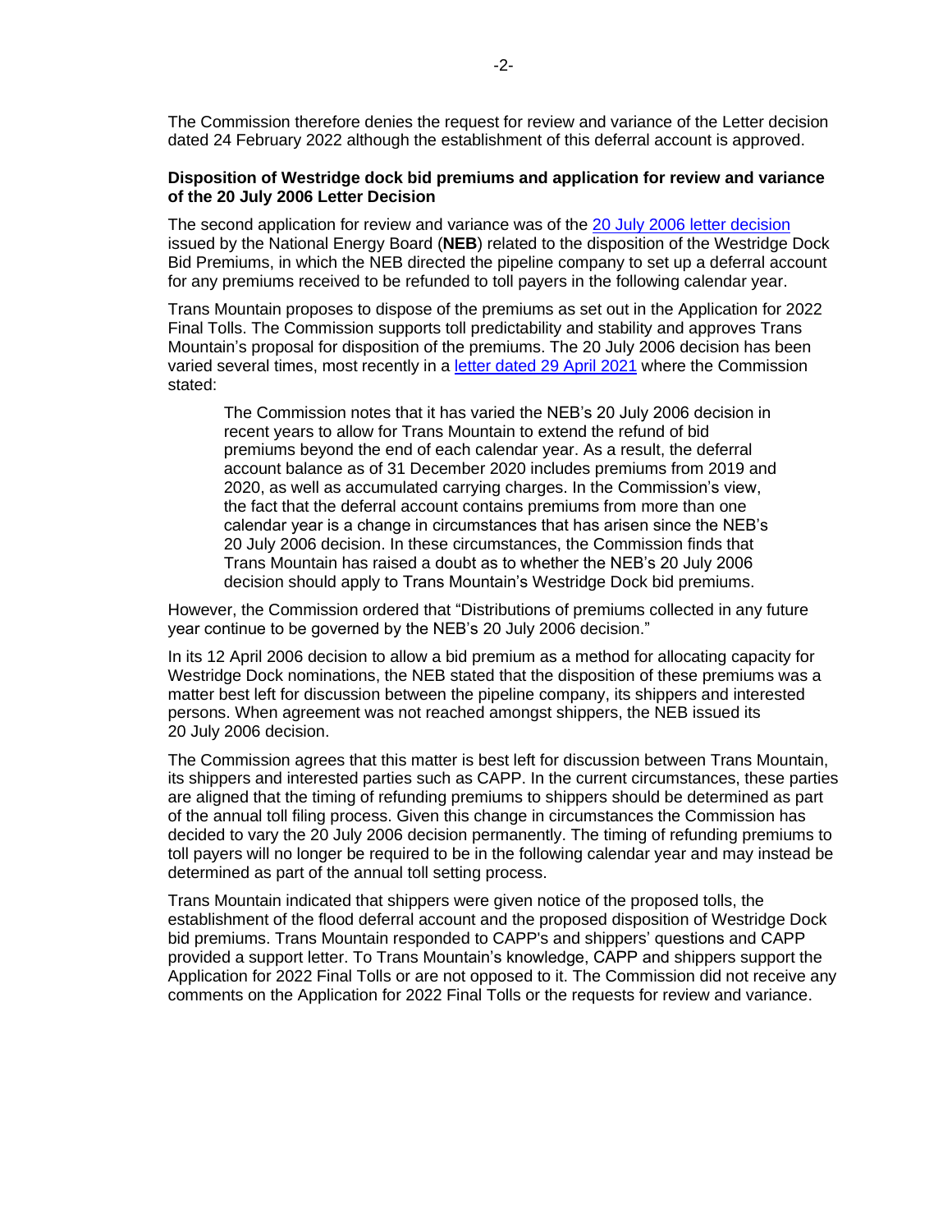The Commission therefore denies the request for review and variance of the Letter decision dated 24 February 2022 although the establishment of this deferral account is approved.

**Disposition of Westridge dock bid premiums and application for review and variance of the 20 July 2006 Letter Decision**

The second application for review and variance was of the 20 July 2006 letter decision issued by the National Energy Board (**NEB**) related to the disposition of the Westridge Dock Bid Premiums, in which the NEB directed the pipeline company to set up a deferral account for any premiums received to be refunded to toll payers in the following calendar year.

Trans Mountain proposes to dispose of the premiums as set out in the Application for 2022 Final Tolls. The Commission supports toll predictability and stability and approves Trans Mountain's proposal for disposition of the premiums. The 20 July 2006 decision has been varied several times, most recently in a letter dated 29 April 2021 where the Commission stated:

> The Commission notes that it has varied the NEB's 20 July 2006 decision in recent years to allow for Trans Mountain to extend the refund of bid premiums beyond the end of each calendar year. As a result, the deferral account balance as of 31 December 2020 includes premiums from 2019 and 2020, as well as accumulated carrying charges. In the Commission's view, the fact that the deferral account contains premiums from more than one calendar year is a change in circumstances that has arisen since the NEB's 20 July 2006 decision. In these circumstances, the Commission finds that Trans Mountain has raised a doubt as to whether the NEB's 20 July 2006 decision should apply to Trans Mountain's Westridge Dock bid premiums.

However, the Commission ordered that "Distributions of premiums collected in any future year continue to be governed by the NEB's 20 July 2006 decision."

In its 12 April 2006 decision to allow a bid premium as a method for allocating capacity for Westridge Dock nominations, the NEB stated that the disposition of these premiums was a matter best left for discussion between the pipeline company, its shippers and interested persons. When agreement was not reached amongst shippers, the NEB issued its 20 July 2006 decision.

The Commission agrees that this matter is best left for discussion between Trans Mountain, its shippers and interested parties such as CAPP. In the current circumstances, these parties are aligned that the timing of refunding premiums to shippers should be determined as part of the annual toll filing process. Given this change in circumstances the Commission has decided to vary the 20 July 2006 decision permanently. The timing of refunding premiums to toll payers will no longer be required to be in the following calendar year and may instead be determined as part of the annual toll setting process.

Trans Mountain indicated that shippers were given notice of the proposed tolls, the establishment of the flood deferral account and the proposed disposition of Westridge Dock bid premiums. Trans Mountain responded to CAPP's and shippers' questions and CAPP provided a support letter. To Trans Mountain's knowledge, CAPP and shippers support the Application for 2022 Final Tolls or are not opposed to it. The Commission did not receive any comments on the Application for 2022 Final Tolls or the requests for review and variance.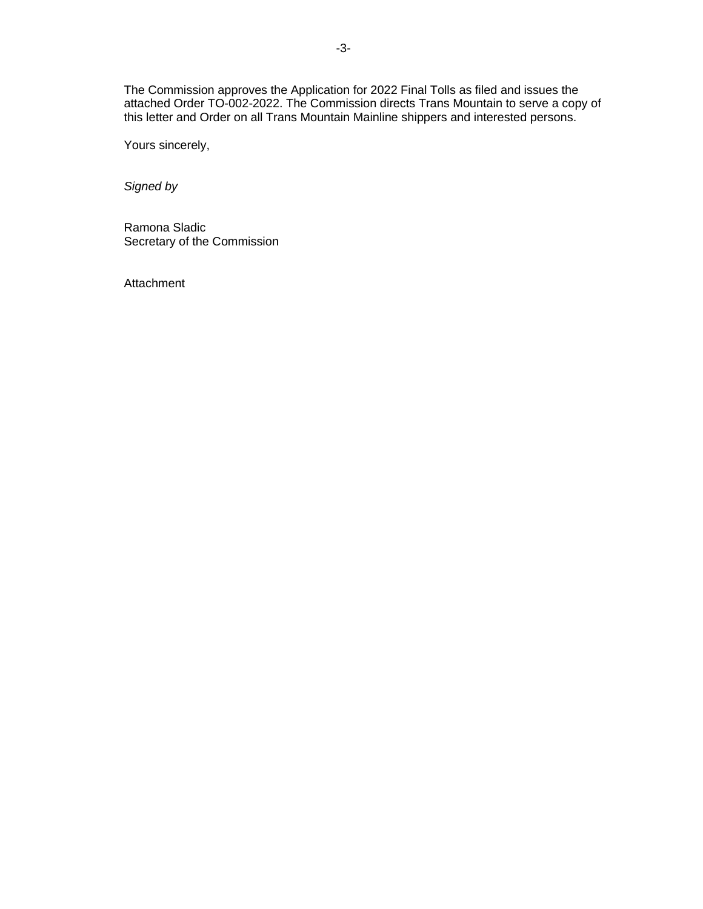The Commission approves the Application for 2022 Final Tolls as filed and issues the attached Order TO-002-2022. The Commission directs Trans Mountain to serve a copy of this letter and Order on all Trans Mountain Mainline shippers and interested persons.

Yours sincerely,

*Signed by*

Ramona Sladic
Secretary of the Commission

Attachment